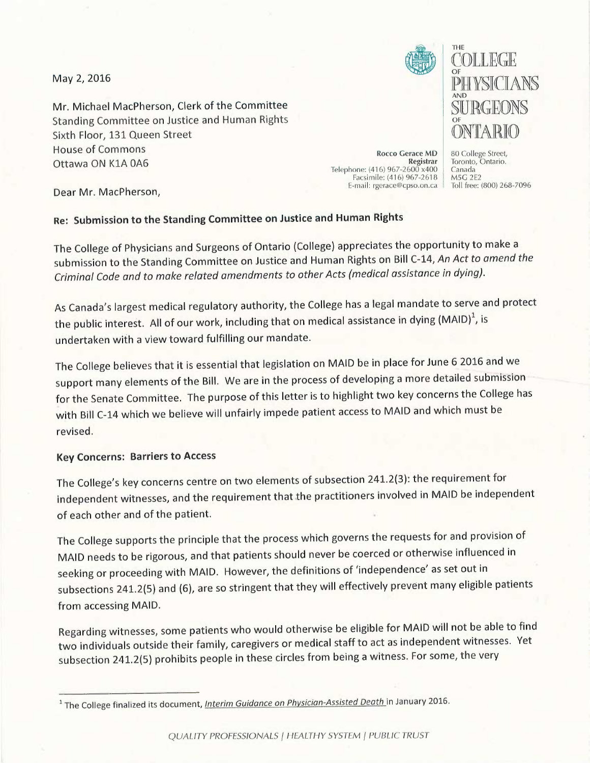May 2, 2016

Mr. Michael MacPherson, Clerk of the Committee
Standing Committee on Justice and Human Rights
Sixth Floor, 131 Queen Street
House of Commons
Ottawa ON K1A 0A6

THE COLLEGE OF PHYSICIANS AND SURGEONS OF ONTARIO

**Rocco Gerace MD**
**Registrar**
Telephone: (416) 967-2600 x400
Facsimile: (416) 967-2618
E-mail: rgerace@cpso.on.ca

80 College Street,
Toronto, Ontario.
Canada
M5G 2E2
Toll free: (800) 268-7096

Dear Mr. MacPherson,

**Re: Submission to the Standing Committee on Justice and Human Rights**

The College of Physicians and Surgeons of Ontario (College) appreciates the opportunity to make a submission to the Standing Committee on Justice and Human Rights on Bill C-14, *An Act to amend the Criminal Code and to make related amendments to other Acts (medical assistance in dying)*.

As Canada's largest medical regulatory authority, the College has a legal mandate to serve and protect the public interest. All of our work, including that on medical assistance in dying (MAID)[1], is undertaken with a view toward fulfilling our mandate.

The College believes that it is essential that legislation on MAID be in place for June 6 2016 and we support many elements of the Bill. We are in the process of developing a more detailed submission for the Senate Committee. The purpose of this letter is to highlight two key concerns the College has with Bill C-14 which we believe will unfairly impede patient access to MAID and which must be revised.

**Key Concerns: Barriers to Access**

The College's key concerns centre on two elements of subsection 241.2(3): the requirement for independent witnesses, and the requirement that the practitioners involved in MAID be independent of each other and of the patient.

The College supports the principle that the process which governs the requests for and provision of MAID needs to be rigorous, and that patients should never be coerced or otherwise influenced in seeking or proceeding with MAID. However, the definitions of 'independence' as set out in subsections 241.2(5) and (6), are so stringent that they will effectively prevent many eligible patients from accessing MAID.

Regarding witnesses, some patients who would otherwise be eligible for MAID will not be able to find two individuals outside their family, caregivers or medical staff to act as independent witnesses. Yet subsection 241.2(5) prohibits people in these circles from being a witness. For some, the very

---

[1] The College finalized its document, *Interim Guidance on Physician-Assisted Death* in January 2016.

*QUALITY PROFESSIONALS | HEALTHY SYSTEM | PUBLIC TRUST*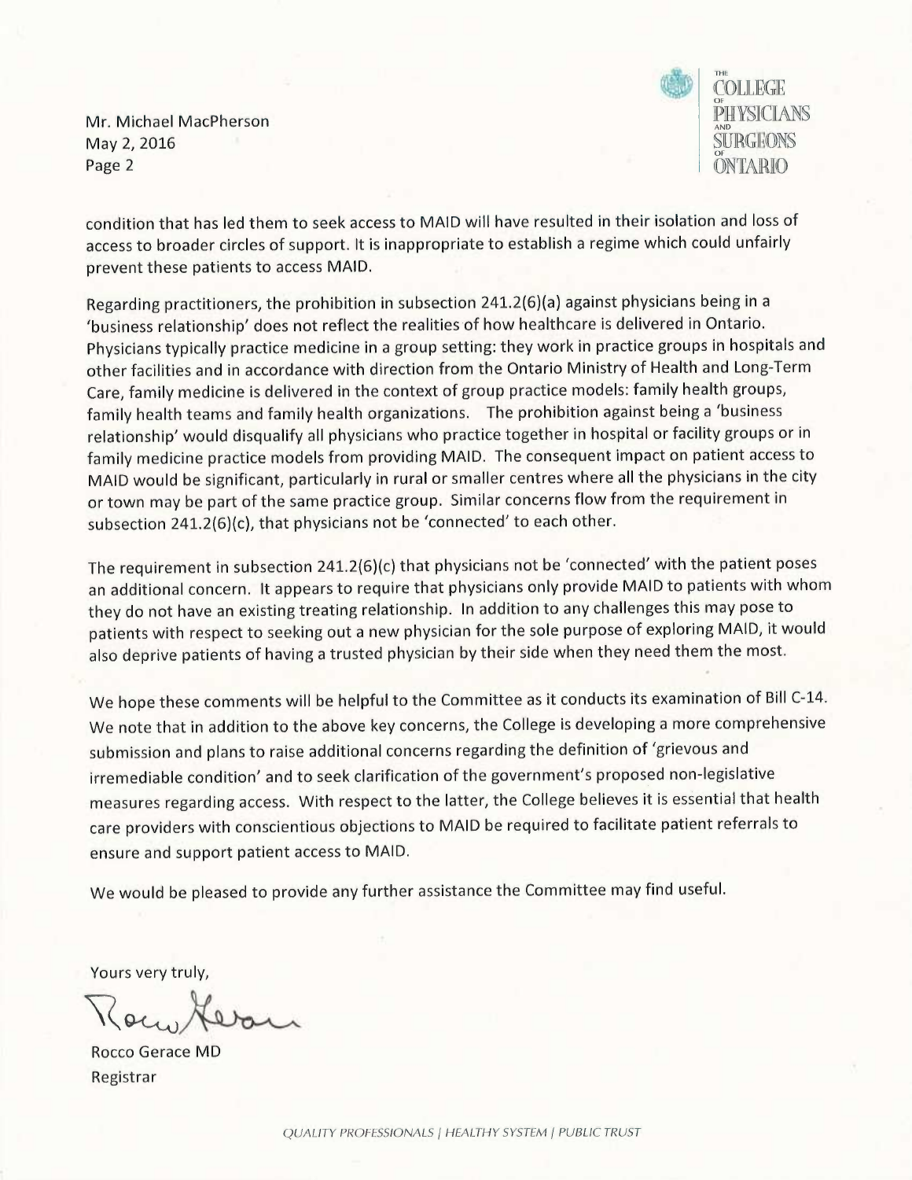condition that has led them to seek access to MAID will have resulted in their isolation and loss of access to broader circles of support. It is inappropriate to establish a regime which could unfairly prevent these patients to access MAID.

Regarding practitioners, the prohibition in subsection 241.2(6)(a) against physicians being in a 'business relationship' does not reflect the realities of how healthcare is delivered in Ontario. Physicians typically practice medicine in a group setting: they work in practice groups in hospitals and other facilities and in accordance with direction from the Ontario Ministry of Health and Long-Term Care, family medicine is delivered in the context of group practice models: family health groups, family health teams and family health organizations. The prohibition against being a 'business relationship' would disqualify all physicians who practice together in hospital or facility groups or in family medicine practice models from providing MAID. The consequent impact on patient access to MAID would be significant, particularly in rural or smaller centres where all the physicians in the city or town may be part of the same practice group. Similar concerns flow from the requirement in subsection 241.2(6)(c), that physicians not be 'connected' to each other.

The requirement in subsection 241.2(6)(c) that physicians not be 'connected' with the patient poses an additional concern. It appears to require that physicians only provide MAID to patients with whom they do not have an existing treating relationship. In addition to any challenges this may pose to patients with respect to seeking out a new physician for the sole purpose of exploring MAID, it would also deprive patients of having a trusted physician by their side when they need them the most.

We hope these comments will be helpful to the Committee as it conducts its examination of Bill C-14. We note that in addition to the above key concerns, the College is developing a more comprehensive submission and plans to raise additional concerns regarding the definition of 'grievous and irremediable condition' and to seek clarification of the government's proposed non-legislative measures regarding access. With respect to the latter, the College believes it is essential that health care providers with conscientious objections to MAID be required to facilitate patient referrals to ensure and support patient access to MAID.

We would be pleased to provide any further assistance the Committee may find useful.

Yours very truly,

Rocco Gerace MD
Registrar